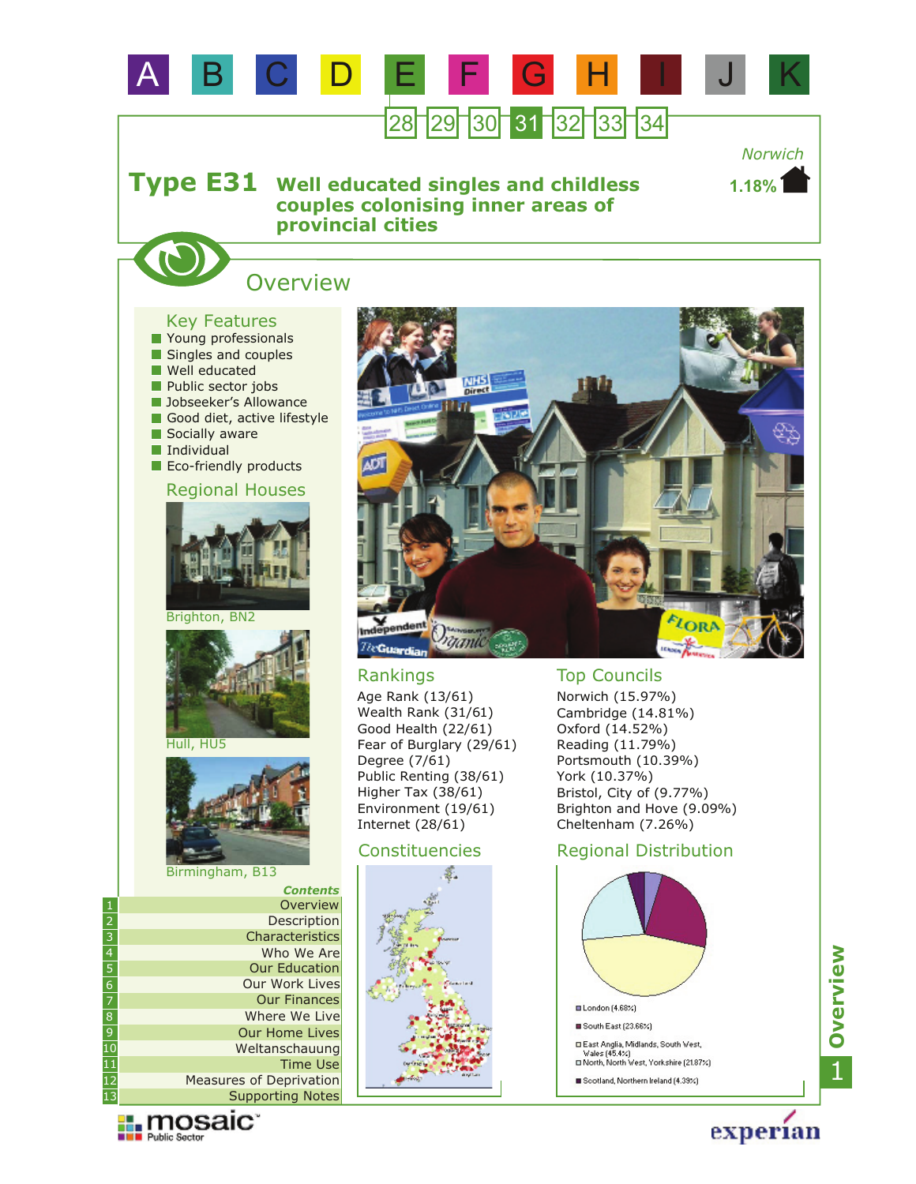A B C D E F G H I J K

28 29 30 31 32 33 34

Norwich
1.18%

# Type E31 Well educated singles and childless couples colonising inner areas of provincial cities

## Overview

### Key Features

- Young professionals
- Singles and couples
- Well educated
- Public sector jobs
- Jobseeker's Allowance
- Good diet, active lifestyle
- Socially aware
- Individual
- Eco-friendly products

### Regional Houses

Brighton, BN2

Hull, HU5

Birmingham, B13

### Rankings

Age Rank (13/61)
Wealth Rank (31/61)
Good Health (22/61)
Fear of Burglary (29/61)
Degree (7/61)
Public Renting (38/61)
Higher Tax (38/61)
Environment (19/61)
Internet (28/61)

### Top Councils

Norwich (15.97%)
Cambridge (14.81%)
Oxford (14.52%)
Reading (11.79%)
Portsmouth (10.39%)
York (10.37%)
Bristol, City of (9.77%)
Brighton and Hove (9.09%)
Cheltenham (7.26%)

### Constituencies

### Regional Distribution

- London (4.68%)
- South East (23.66%)
- East Anglia, Midlands, South West, Wales (45.4%)
- North, North West, Yorkshire (21.87%)
- Scotland, Northern Ireland (4.39%)

*Contents*

1. Overview
2. Description
3. Characteristics
4. Who We Are
5. Our Education
6. Our Work Lives
7. Our Finances
8. Where We Live
9. Our Home Lives
10. Weltanschauung
11. Time Use
12. Measures of Deprivation
13. Supporting Notes

mosaic Public Sector

experian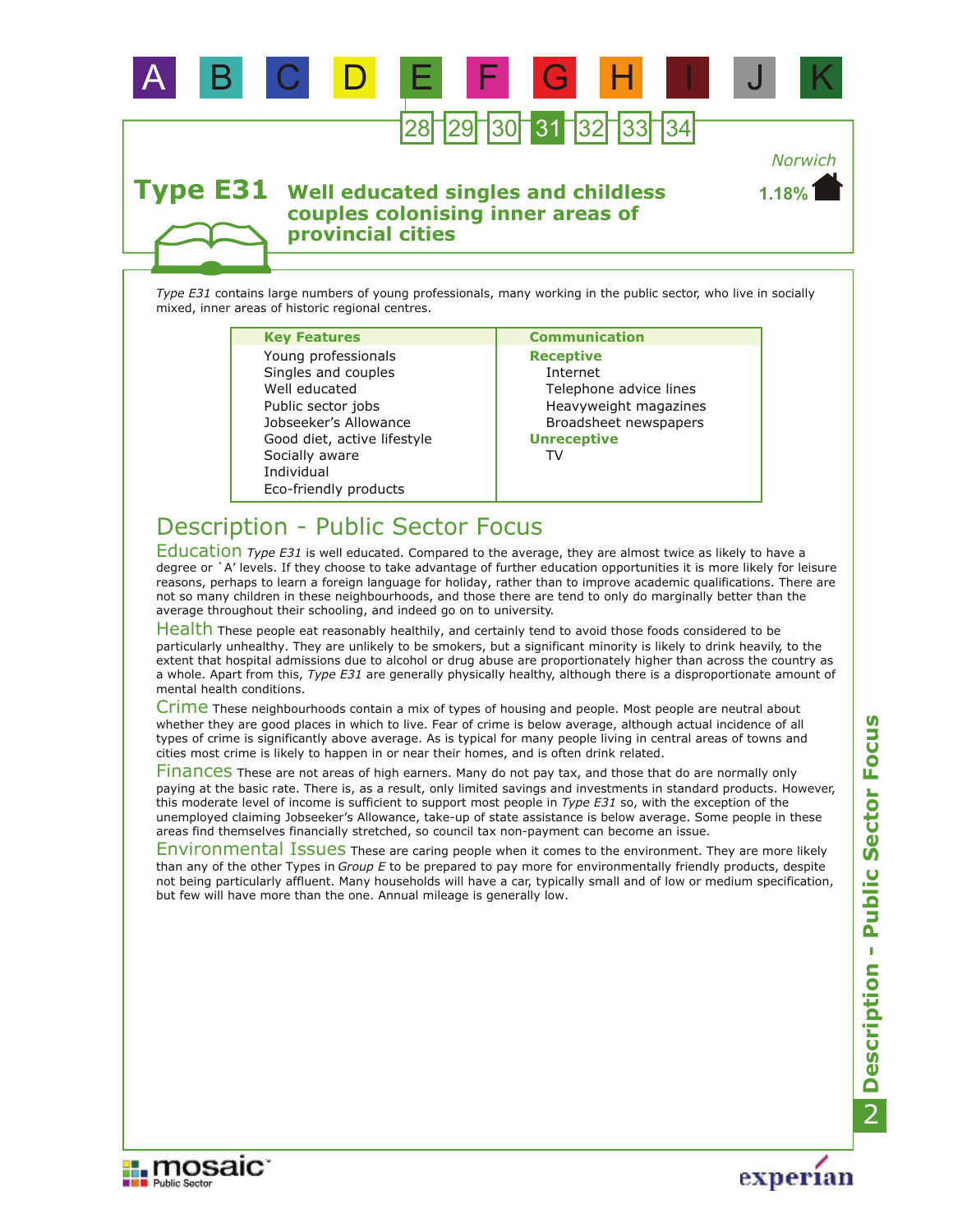# Type E31 Well educated singles and childless couples colonising inner areas of provincial cities

Norwich
**1.18%**

*Type E31* contains large numbers of young professionals, many working in the public sector, who live in socially mixed, inner areas of historic regional centres.

| Key Features | Communication |
|---|---|
| Young professionals | **Receptive** |
| Singles and couples | Internet |
| Well educated | Telephone advice lines |
| Public sector jobs | Heavyweight magazines |
| Jobseeker's Allowance | Broadsheet newspapers |
| Good diet, active lifestyle | **Unreceptive** |
| Socially aware | TV |
| Individual | |
| Eco-friendly products | |

## Description - Public Sector Focus

**Education** *Type E31* is well educated. Compared to the average, they are almost twice as likely to have a degree or `A' levels. If they choose to take advantage of further education opportunities it is more likely for leisure reasons, perhaps to learn a foreign language for holiday, rather than to improve academic qualifications. There are not so many children in these neighbourhoods, and those there are tend to only do marginally better than the average throughout their schooling, and indeed go on to university.

**Health** These people eat reasonably healthily, and certainly tend to avoid those foods considered to be particularly unhealthy. They are unlikely to be smokers, but a significant minority is likely to drink heavily, to the extent that hospital admissions due to alcohol or drug abuse are proportionately higher than across the country as a whole. Apart from this, *Type E31* are generally physically healthy, although there is a disproportionate amount of mental health conditions.

**Crime** These neighbourhoods contain a mix of types of housing and people. Most people are neutral about whether they are good places in which to live. Fear of crime is below average, although actual incidence of all types of crime is significantly above average. As is typical for many people living in central areas of towns and cities most crime is likely to happen in or near their homes, and is often drink related.

**Finances** These are not areas of high earners. Many do not pay tax, and those that do are normally only paying at the basic rate. There is, as a result, only limited savings and investments in standard products. However, this moderate level of income is sufficient to support most people in *Type E31* so, with the exception of the unemployed claiming Jobseeker's Allowance, take-up of state assistance is below average. Some people in these areas find themselves financially stretched, so council tax non-payment can become an issue.

**Environmental Issues** These are caring people when it comes to the environment. They are more likely than any of the other Types in *Group E* to be prepared to pay more for environmentally friendly products, despite not being particularly affluent. Many households will have a car, typically small and of low or medium specification, but few will have more than the one. Annual mileage is generally low.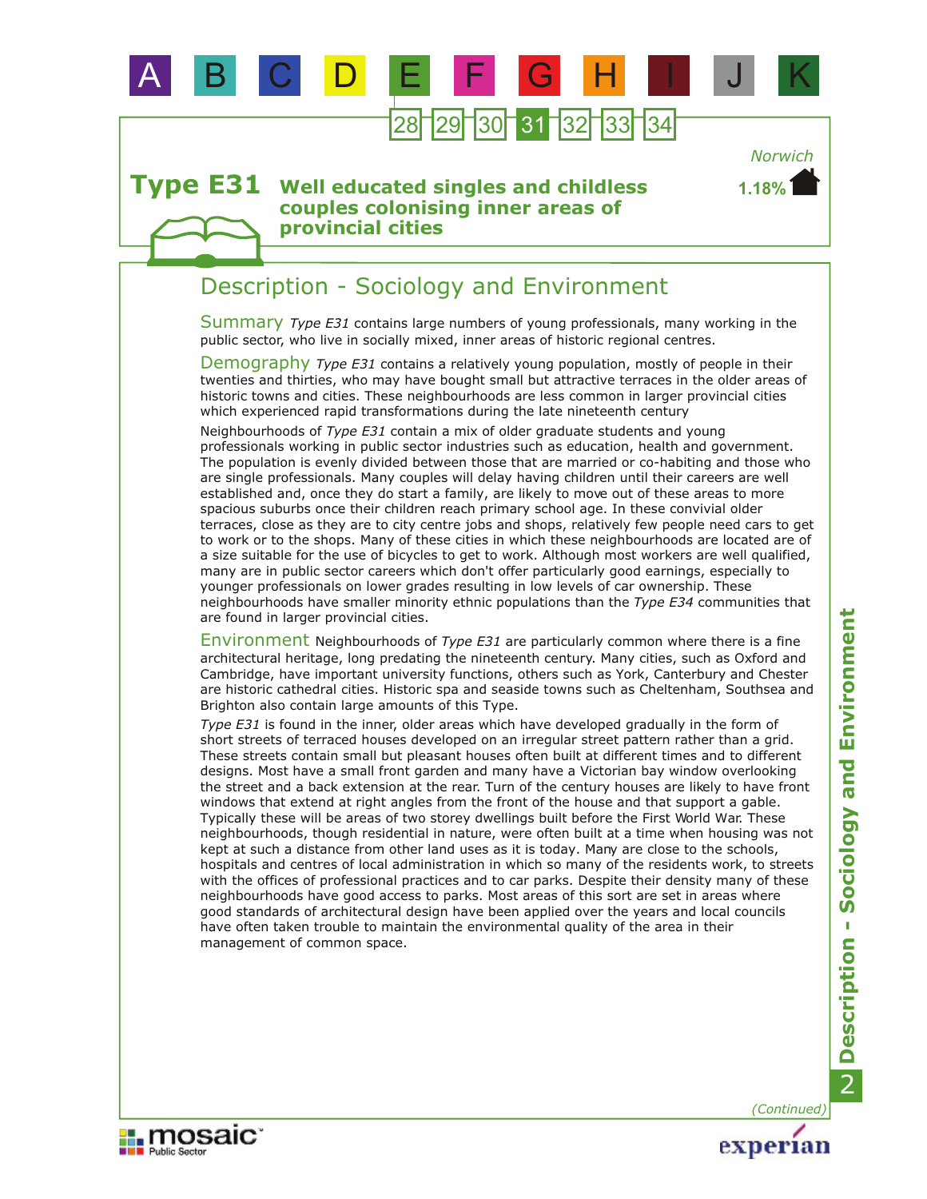# Type E31 Well educated singles and childless couples colonising inner areas of provincial cities

*Norwich*
**1.18%**

## Description - Sociology and Environment

**Summary** *Type E31* contains large numbers of young professionals, many working in the public sector, who live in socially mixed, inner areas of historic regional centres.

**Demography** *Type E31* contains a relatively young population, mostly of people in their twenties and thirties, who may have bought small but attractive terraces in the older areas of historic towns and cities. These neighbourhoods are less common in larger provincial cities which experienced rapid transformations during the late nineteenth century

Neighbourhoods of *Type E31* contain a mix of older graduate students and young professionals working in public sector industries such as education, health and government. The population is evenly divided between those that are married or co-habiting and those who are single professionals. Many couples will delay having children until their careers are well established and, once they do start a family, are likely to move out of these areas to more spacious suburbs once their children reach primary school age. In these convivial older terraces, close as they are to city centre jobs and shops, relatively few people need cars to get to work or to the shops. Many of these cities in which these neighbourhoods are located are of a size suitable for the use of bicycles to get to work. Although most workers are well qualified, many are in public sector careers which don't offer particularly good earnings, especially to younger professionals on lower grades resulting in low levels of car ownership. These neighbourhoods have smaller minority ethnic populations than the *Type E34* communities that are found in larger provincial cities.

**Environment** Neighbourhoods of *Type E31* are particularly common where there is a fine architectural heritage, long predating the nineteenth century. Many cities, such as Oxford and Cambridge, have important university functions, others such as York, Canterbury and Chester are historic cathedral cities. Historic spa and seaside towns such as Cheltenham, Southsea and Brighton also contain large amounts of this Type.

*Type E31* is found in the inner, older areas which have developed gradually in the form of short streets of terraced houses developed on an irregular street pattern rather than a grid. These streets contain small but pleasant houses often built at different times and to different designs. Most have a small front garden and many have a Victorian bay window overlooking the street and a back extension at the rear. Turn of the century houses are likely to have front windows that extend at right angles from the front of the house and that support a gable. Typically these will be areas of two storey dwellings built before the First World War. These neighbourhoods, though residential in nature, were often built at a time when housing was not kept at such a distance from other land uses as it is today. Many are close to the schools, hospitals and centres of local administration in which so many of the residents work, to streets with the offices of professional practices and to car parks. Despite their density many of these neighbourhoods have good access to parks. Most areas of this sort are set in areas where good standards of architectural design have been applied over the years and local councils have often taken trouble to maintain the environmental quality of the area in their management of common space.

*(Continued)*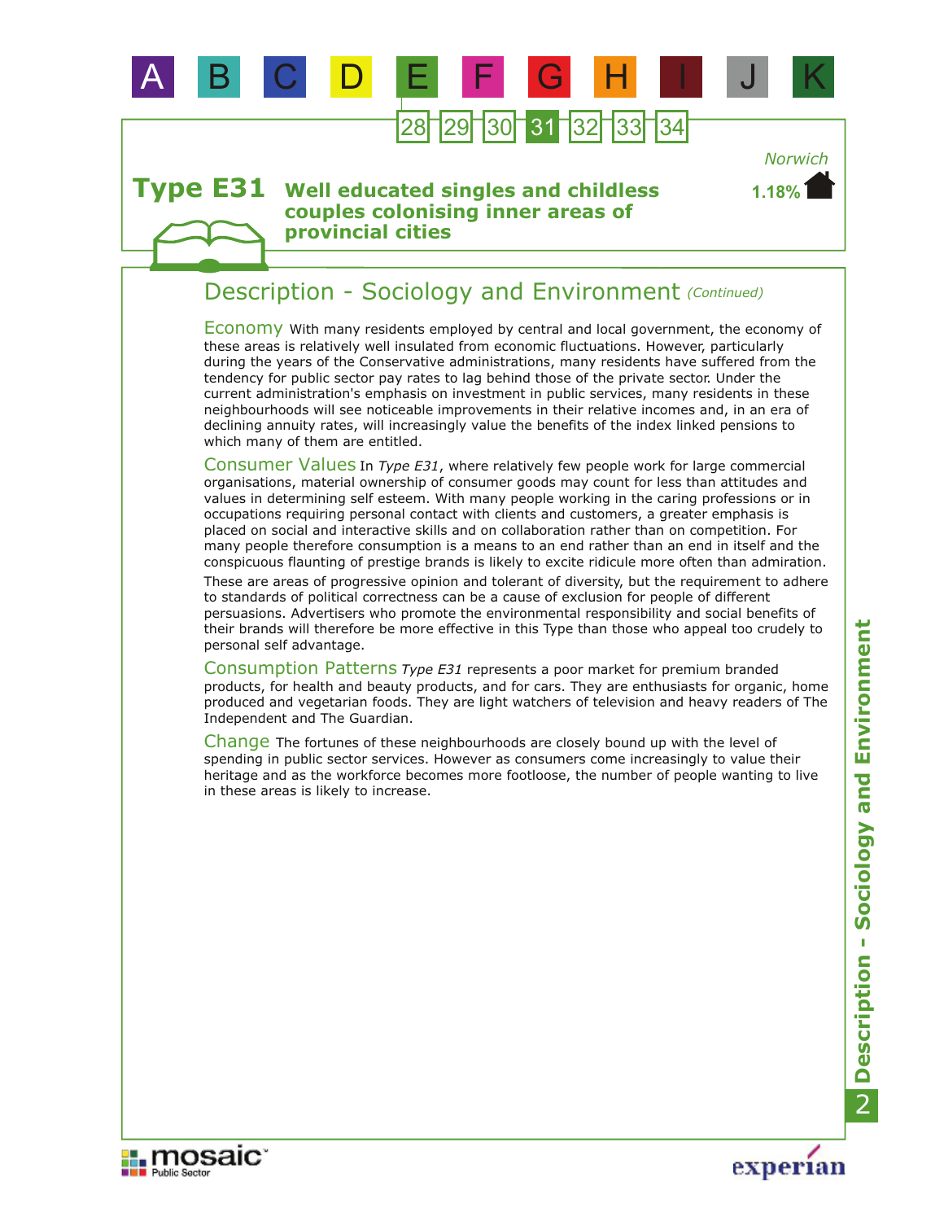# Type E31 Well educated singles and childless couples colonising inner areas of provincial cities

*Norwich*

**1.18%**

## Description - Sociology and Environment *(Continued)*

**Economy** With many residents employed by central and local government, the economy of these areas is relatively well insulated from economic fluctuations. However, particularly during the years of the Conservative administrations, many residents have suffered from the tendency for public sector pay rates to lag behind those of the private sector. Under the current administration's emphasis on investment in public services, many residents in these neighbourhoods will see noticeable improvements in their relative incomes and, in an era of declining annuity rates, will increasingly value the benefits of the index linked pensions to which many of them are entitled.

**Consumer Values** In *Type E31*, where relatively few people work for large commercial organisations, material ownership of consumer goods may count for less than attitudes and values in determining self esteem. With many people working in the caring professions or in occupations requiring personal contact with clients and customers, a greater emphasis is placed on social and interactive skills and on collaboration rather than on competition. For many people therefore consumption is a means to an end rather than an end in itself and the conspicuous flaunting of prestige brands is likely to excite ridicule more often than admiration.

These are areas of progressive opinion and tolerant of diversity, but the requirement to adhere to standards of political correctness can be a cause of exclusion for people of different persuasions. Advertisers who promote the environmental responsibility and social benefits of their brands will therefore be more effective in this Type than those who appeal too crudely to personal self advantage.

**Consumption Patterns** *Type E31* represents a poor market for premium branded products, for health and beauty products, and for cars. They are enthusiasts for organic, home produced and vegetarian foods. They are light watchers of television and heavy readers of The Independent and The Guardian.

**Change** The fortunes of these neighbourhoods are closely bound up with the level of spending in public sector services. However as consumers come increasingly to value their heritage and as the workforce becomes more footloose, the number of people wanting to live in these areas is likely to increase.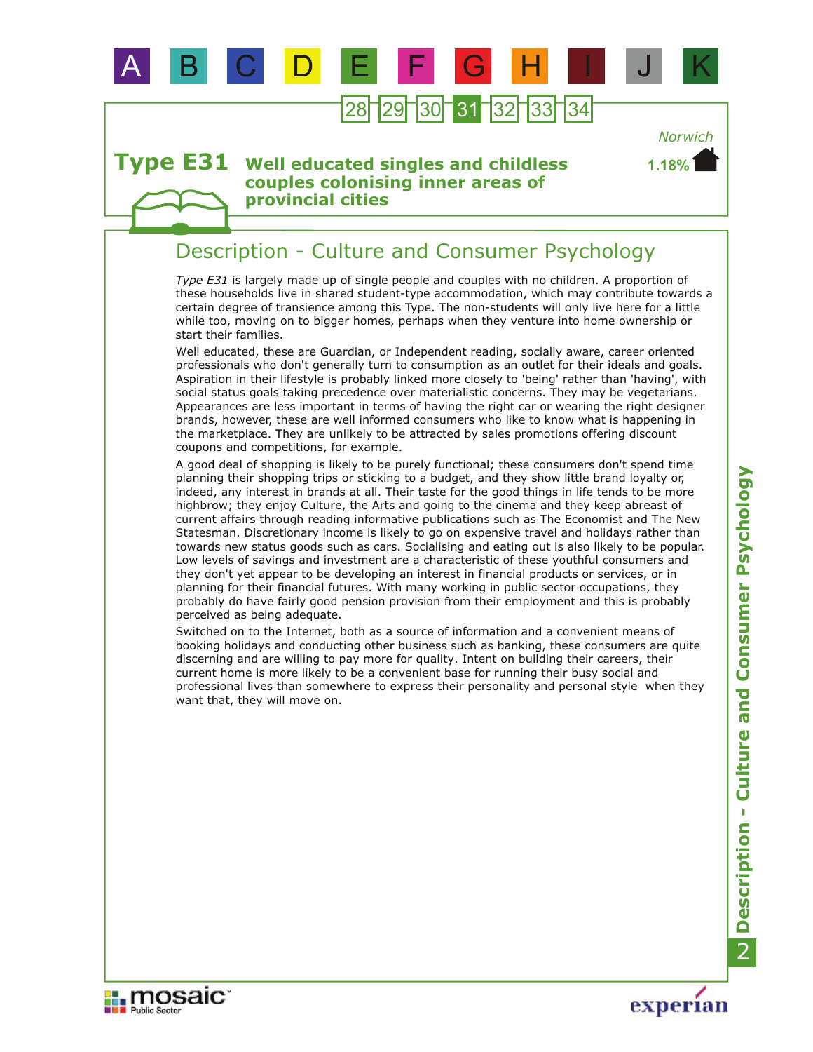A B C D E F G H I J K

28 29 30 31 32 33 34

Norwich

1.18%

# Type E31 Well educated singles and childless couples colonising inner areas of provincial cities

## Description - Culture and Consumer Psychology

*Type E31* is largely made up of single people and couples with no children. A proportion of these households live in shared student-type accommodation, which may contribute towards a certain degree of transience among this Type. The non-students will only live here for a little while too, moving on to bigger homes, perhaps when they venture into home ownership or start their families.

Well educated, these are Guardian, or Independent reading, socially aware, career oriented professionals who don't generally turn to consumption as an outlet for their ideals and goals. Aspiration in their lifestyle is probably linked more closely to 'being' rather than 'having', with social status goals taking precedence over materialistic concerns. They may be vegetarians. Appearances are less important in terms of having the right car or wearing the right designer brands, however, these are well informed consumers who like to know what is happening in the marketplace. They are unlikely to be attracted by sales promotions offering discount coupons and competitions, for example.

A good deal of shopping is likely to be purely functional; these consumers don't spend time planning their shopping trips or sticking to a budget, and they show little brand loyalty or, indeed, any interest in brands at all. Their taste for the good things in life tends to be more highbrow; they enjoy Culture, the Arts and going to the cinema and they keep abreast of current affairs through reading informative publications such as The Economist and The New Statesman. Discretionary income is likely to go on expensive travel and holidays rather than towards new status goods such as cars. Socialising and eating out is also likely to be popular. Low levels of savings and investment are a characteristic of these youthful consumers and they don't yet appear to be developing an interest in financial products or services, or in planning for their financial futures. With many working in public sector occupations, they probably do have fairly good pension provision from their employment and this is probably perceived as being adequate.

Switched on to the Internet, both as a source of information and a convenient means of booking holidays and conducting other business such as banking, these consumers are quite discerning and are willing to pay more for quality. Intent on building their careers, their current home is more likely to be a convenient base for running their busy social and professional lives than somewhere to express their personality and personal style when they want that, they will move on.